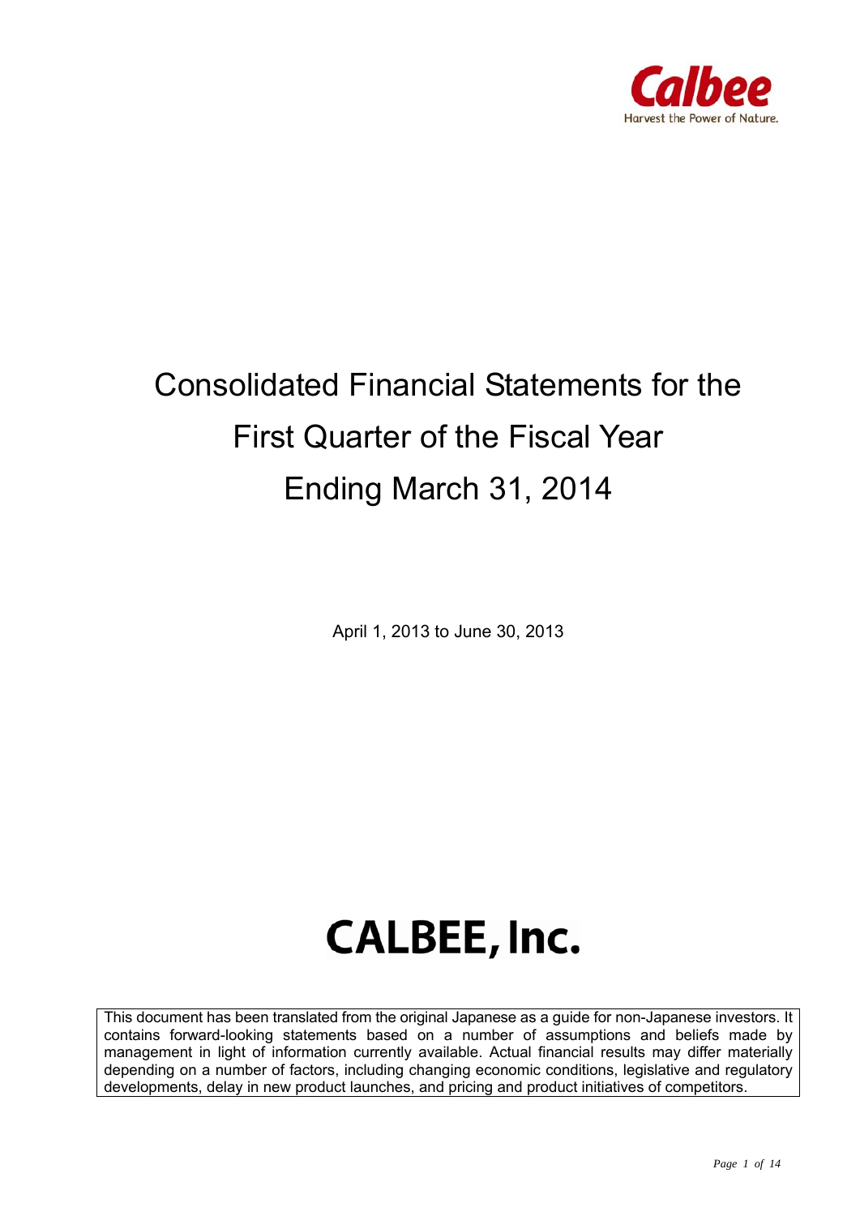Calbee

Harvest the Power of Nature.

# Consolidated Financial Statements for the First Quarter of the Fiscal Year Ending March 31, 2014

April 1, 2013 to June 30, 2013

# CALBEE, Inc.

This document has been translated from the original Japanese as a guide for non-Japanese investors. It contains forward-looking statements based on a number of assumptions and beliefs made by management in light of information currently available. Actual financial results may differ materially depending on a number of factors, including changing economic conditions, legislative and regulatory developments, delay in new product launches, and pricing and product initiatives of competitors.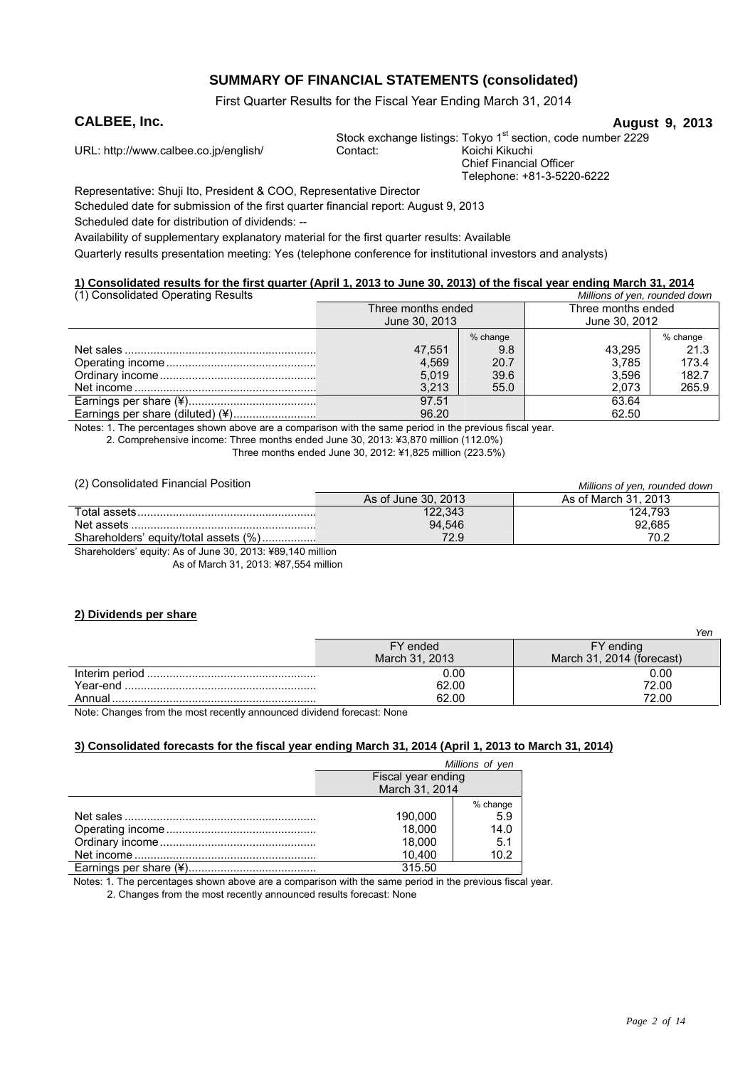# SUMMARY OF FINANCIAL STATEMENTS (consolidated)

First Quarter Results for the Fiscal Year Ending March 31, 2014

**CALBEE, Inc.** **August 9, 2013**

Stock exchange listings: Tokyo 1st section, code number 2229

URL: http://www.calbee.co.jp/english/

Contact: Koichi Kikuchi
Chief Financial Officer
Telephone: +81-3-5220-6222

Representative: Shuji Ito, President & COO, Representative Director

Scheduled date for submission of the first quarter financial report: August 9, 2013

Scheduled date for distribution of dividends: --

Availability of supplementary explanatory material for the first quarter results: Available

Quarterly results presentation meeting: Yes (telephone conference for institutional investors and analysts)

## 1) Consolidated results for the first quarter (April 1, 2013 to June 30, 2013) of the fiscal year ending March 31, 2014

(1) Consolidated Operating Results

*Millions of yen, rounded down*

| | Three months ended June 30, 2013 | | Three months ended June 30, 2012 | |
|---|---|---|---|---|
| | | % change | | % change |
| Net sales | 47,551 | 9.8 | 43,295 | 21.3 |
| Operating income | 4,569 | 20.7 | 3,785 | 173.4 |
| Ordinary income | 5,019 | 39.6 | 3,596 | 182.7 |
| Net income | 3,213 | 55.0 | 2,073 | 265.9 |
| Earnings per share (¥) | 97.51 | | 63.64 | |
| Earnings per share (diluted) (¥) | 96.20 | | 62.50 | |

Notes: 1. The percentages shown above are a comparison with the same period in the previous fiscal year.
2. Comprehensive income: Three months ended June 30, 2013: ¥3,870 million (112.0%)
Three months ended June 30, 2012: ¥1,825 million (223.5%)

(2) Consolidated Financial Position

*Millions of yen, rounded down*

| | As of June 30, 2013 | As of March 31, 2013 |
|---|---|---|
| Total assets | 122,343 | 124,793 |
| Net assets | 94,546 | 92,685 |
| Shareholders' equity/total assets (%) | 72.9 | 70.2 |

Shareholders' equity: As of June 30, 2013: ¥89,140 million
As of March 31, 2013: ¥87,554 million

## 2) Dividends per share

*Yen*

| | FY ended March 31, 2013 | FY ending March 31, 2014 (forecast) |
|---|---|---|
| Interim period | 0.00 | 0.00 |
| Year-end | 62.00 | 72.00 |
| Annual | 62.00 | 72.00 |

Note: Changes from the most recently announced dividend forecast: None

## 3) Consolidated forecasts for the fiscal year ending March 31, 2014 (April 1, 2013 to March 31, 2014)

*Millions of yen*

| | Fiscal year ending March 31, 2014 | |
|---|---|---|
| | | % change |
| Net sales | 190,000 | 5.9 |
| Operating income | 18,000 | 14.0 |
| Ordinary income | 18,000 | 5.1 |
| Net income | 10,400 | 10.2 |
| Earnings per share (¥) | 315.50 | |

Notes: 1. The percentages shown above are a comparison with the same period in the previous fiscal year.
2. Changes from the most recently announced results forecast: None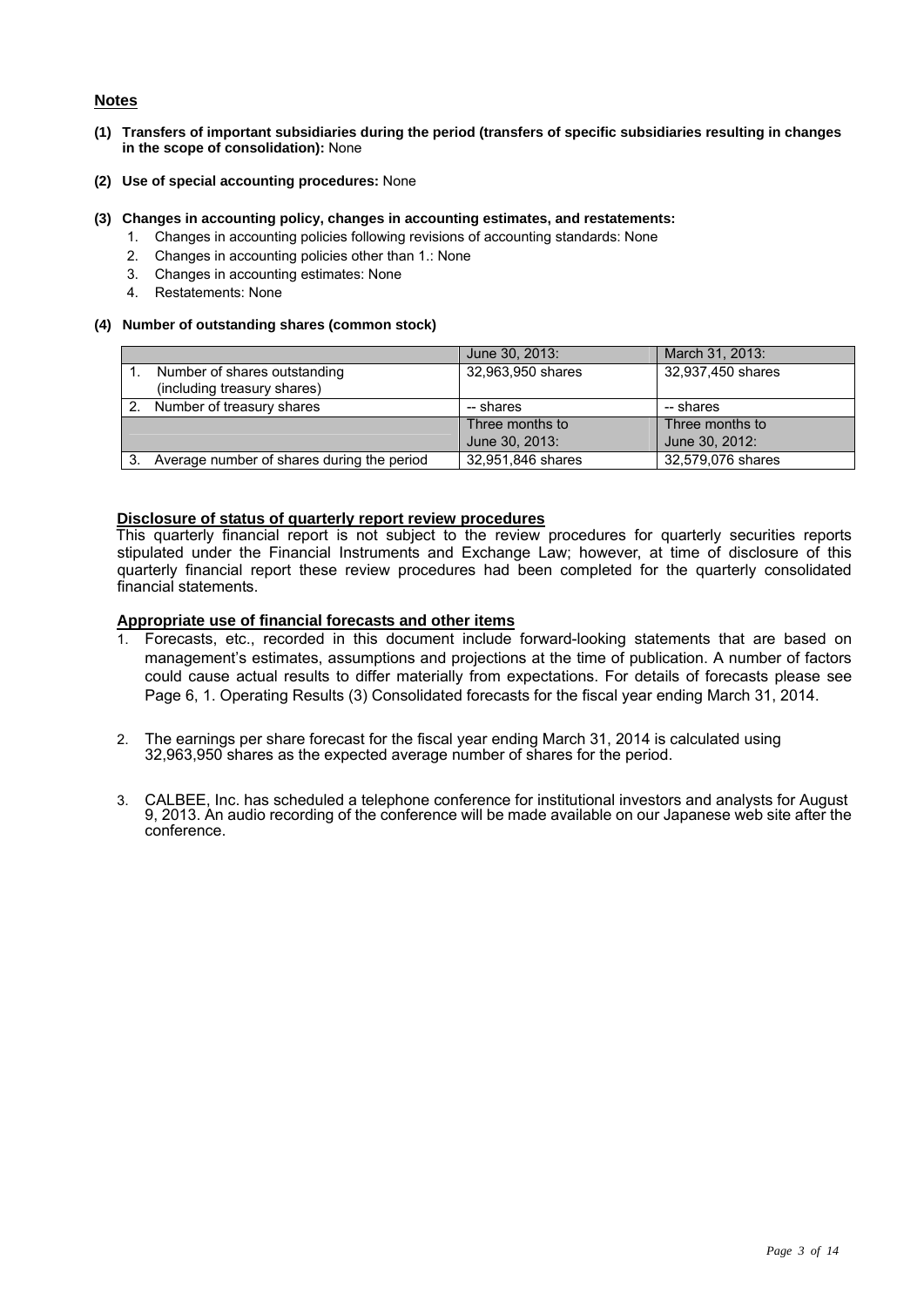## Notes

**(1) Transfers of important subsidiaries during the period (transfers of specific subsidiaries resulting in changes in the scope of consolidation):** None

**(2) Use of special accounting procedures:** None

**(3) Changes in accounting policy, changes in accounting estimates, and restatements:**

1. Changes in accounting policies following revisions of accounting standards: None
2. Changes in accounting policies other than 1.: None
3. Changes in accounting estimates: None
4. Restatements: None

**(4) Number of outstanding shares (common stock)**

| | June 30, 2013: | March 31, 2013: |
|---|---|---|
| 1. Number of shares outstanding (including treasury shares) | 32,963,950 shares | 32,937,450 shares |
| 2. Number of treasury shares | -- shares | -- shares |
| | Three months to June 30, 2013: | Three months to June 30, 2012: |
| 3. Average number of shares during the period | 32,951,846 shares | 32,579,076 shares |

### Disclosure of status of quarterly report review procedures

This quarterly financial report is not subject to the review procedures for quarterly securities reports stipulated under the Financial Instruments and Exchange Law; however, at time of disclosure of this quarterly financial report these review procedures had been completed for the quarterly consolidated financial statements.

### Appropriate use of financial forecasts and other items

1. Forecasts, etc., recorded in this document include forward-looking statements that are based on management's estimates, assumptions and projections at the time of publication. A number of factors could cause actual results to differ materially from expectations. For details of forecasts please see Page 6, 1. Operating Results (3) Consolidated forecasts for the fiscal year ending March 31, 2014.

2. The earnings per share forecast for the fiscal year ending March 31, 2014 is calculated using 32,963,950 shares as the expected average number of shares for the period.

3. CALBEE, Inc. has scheduled a telephone conference for institutional investors and analysts for August 9, 2013. An audio recording of the conference will be made available on our Japanese web site after the conference.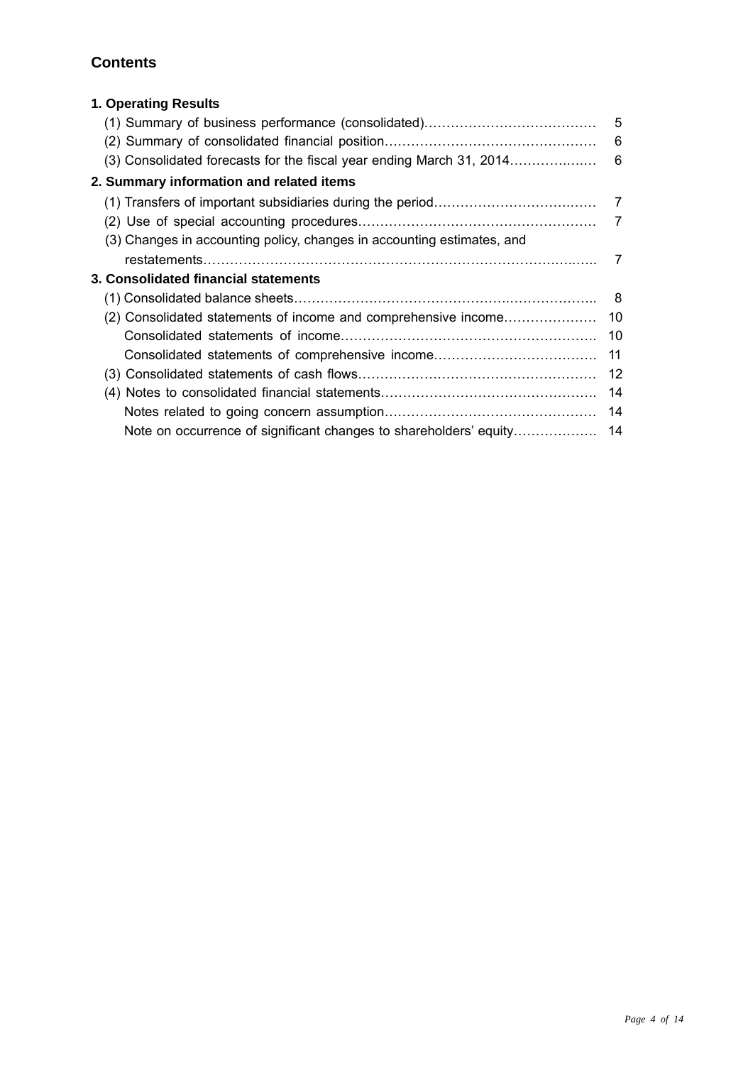## Contents

**1. Operating Results**

(1) Summary of business performance (consolidated)………………………………… 5
(2) Summary of consolidated financial position………………………………………… 6
(3) Consolidated forecasts for the fiscal year ending March 31, 2014………………… 6

**2. Summary information and related items**

(1) Transfers of important subsidiaries during the period……………………………… 7
(2) Use of special accounting procedures……………………………………………… 7
(3) Changes in accounting policy, changes in accounting estimates, and restatements……………………………………………………………………… 7

**3. Consolidated financial statements**

(1) Consolidated balance sheets……………………………………………………… 8
(2) Consolidated statements of income and comprehensive income………………… 10
Consolidated statements of income………………………………………………… 10
Consolidated statements of comprehensive income……………………………… 11
(3) Consolidated statements of cash flows…………………………………………… 12
(4) Notes to consolidated financial statements……………………………………… 14
Notes related to going concern assumption……………………………………… 14
Note on occurrence of significant changes to shareholders' equity……………… 14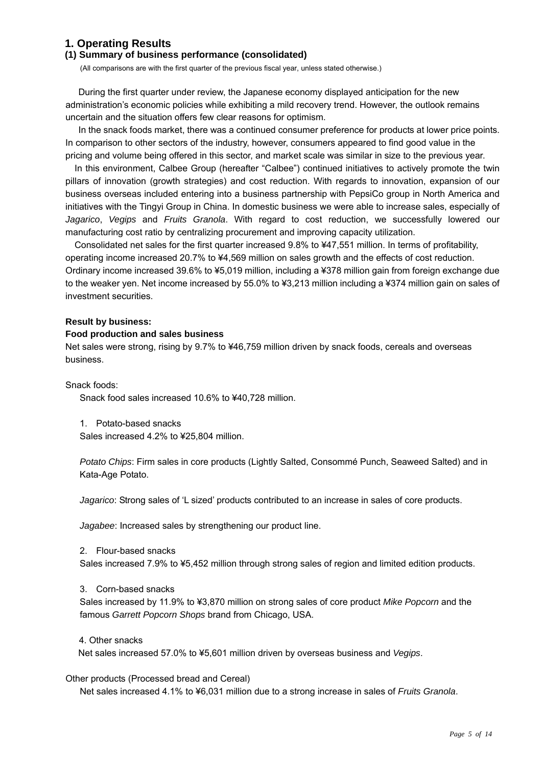# 1. Operating Results

## (1) Summary of business performance (consolidated)

(All comparisons are with the first quarter of the previous fiscal year, unless stated otherwise.)

During the first quarter under review, the Japanese economy displayed anticipation for the new administration's economic policies while exhibiting a mild recovery trend. However, the outlook remains uncertain and the situation offers few clear reasons for optimism.

In the snack foods market, there was a continued consumer preference for products at lower price points. In comparison to other sectors of the industry, however, consumers appeared to find good value in the pricing and volume being offered in this sector, and market scale was similar in size to the previous year.

In this environment, Calbee Group (hereafter "Calbee") continued initiatives to actively promote the twin pillars of innovation (growth strategies) and cost reduction. With regards to innovation, expansion of our business overseas included entering into a business partnership with PepsiCo group in North America and initiatives with the Tingyi Group in China. In domestic business we were able to increase sales, especially of *Jagarico*, *Vegips* and *Fruits Granola*. With regard to cost reduction, we successfully lowered our manufacturing cost ratio by centralizing procurement and improving capacity utilization.

Consolidated net sales for the first quarter increased 9.8% to ¥47,551 million. In terms of profitability, operating income increased 20.7% to ¥4,569 million on sales growth and the effects of cost reduction. Ordinary income increased 39.6% to ¥5,019 million, including a ¥378 million gain from foreign exchange due to the weaker yen. Net income increased by 55.0% to ¥3,213 million including a ¥374 million gain on sales of investment securities.

**Result by business:**

**Food production and sales business**

Net sales were strong, rising by 9.7% to ¥46,759 million driven by snack foods, cereals and overseas business.

Snack foods:

Snack food sales increased 10.6% to ¥40,728 million.

1. Potato-based snacks

Sales increased 4.2% to ¥25,804 million.

*Potato Chips*: Firm sales in core products (Lightly Salted, Consommé Punch, Seaweed Salted) and in Kata-Age Potato.

*Jagarico*: Strong sales of 'L sized' products contributed to an increase in sales of core products.

*Jagabee*: Increased sales by strengthening our product line.

2. Flour-based snacks

Sales increased 7.9% to ¥5,452 million through strong sales of region and limited edition products.

3. Corn-based snacks

Sales increased by 11.9% to ¥3,870 million on strong sales of core product *Mike Popcorn* and the famous *Garrett Popcorn Shops* brand from Chicago, USA.

4. Other snacks

Net sales increased 57.0% to ¥5,601 million driven by overseas business and *Vegips*.

Other products (Processed bread and Cereal)

Net sales increased 4.1% to ¥6,031 million due to a strong increase in sales of *Fruits Granola*.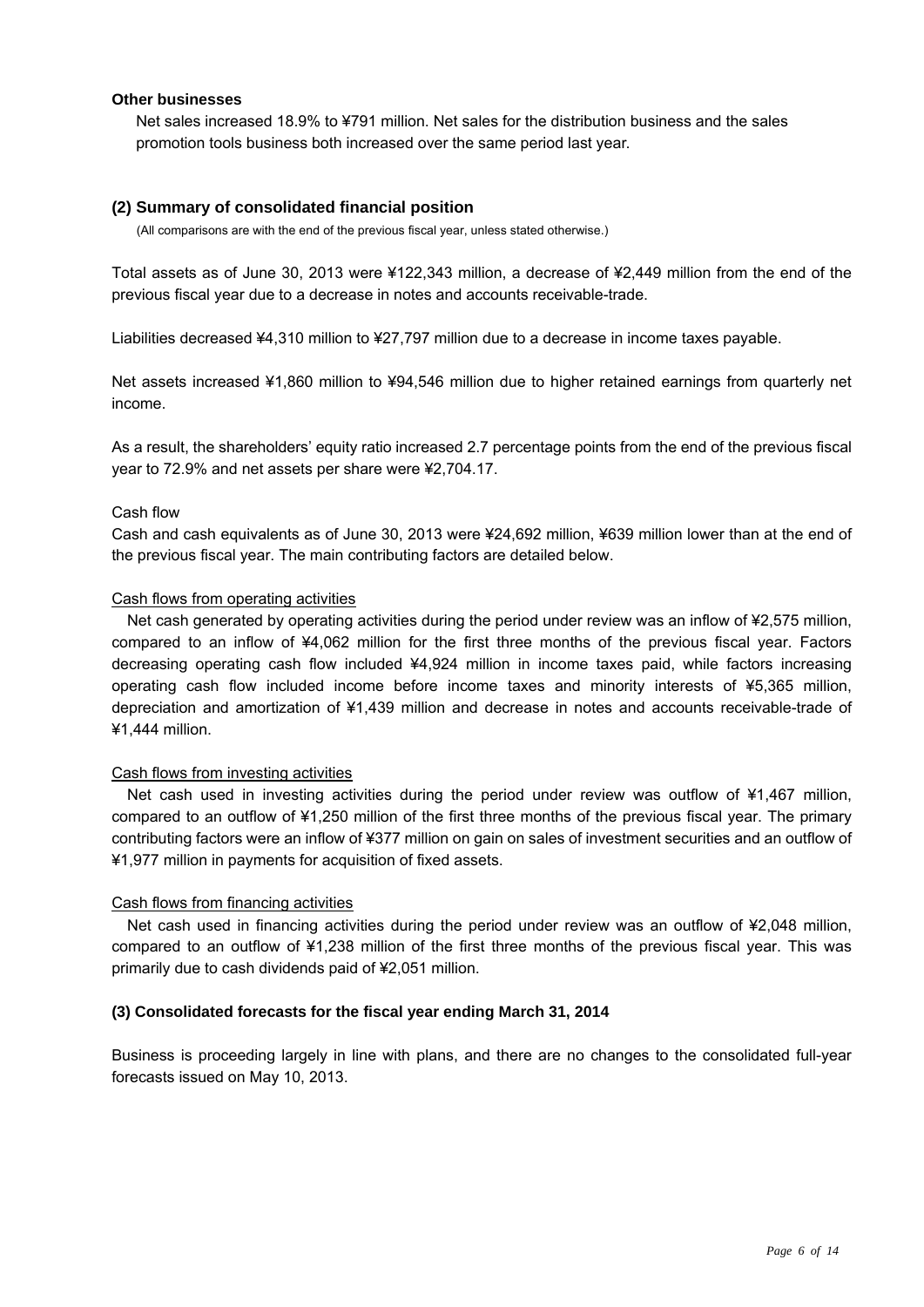**Other businesses**

Net sales increased 18.9% to ¥791 million. Net sales for the distribution business and the sales promotion tools business both increased over the same period last year.

## (2) Summary of consolidated financial position

(All comparisons are with the end of the previous fiscal year, unless stated otherwise.)

Total assets as of June 30, 2013 were ¥122,343 million, a decrease of ¥2,449 million from the end of the previous fiscal year due to a decrease in notes and accounts receivable-trade.

Liabilities decreased ¥4,310 million to ¥27,797 million due to a decrease in income taxes payable.

Net assets increased ¥1,860 million to ¥94,546 million due to higher retained earnings from quarterly net income.

As a result, the shareholders' equity ratio increased 2.7 percentage points from the end of the previous fiscal year to 72.9% and net assets per share were ¥2,704.17.

Cash flow

Cash and cash equivalents as of June 30, 2013 were ¥24,692 million, ¥639 million lower than at the end of the previous fiscal year. The main contributing factors are detailed below.

Cash flows from operating activities

Net cash generated by operating activities during the period under review was an inflow of ¥2,575 million, compared to an inflow of ¥4,062 million for the first three months of the previous fiscal year. Factors decreasing operating cash flow included ¥4,924 million in income taxes paid, while factors increasing operating cash flow included income before income taxes and minority interests of ¥5,365 million, depreciation and amortization of ¥1,439 million and decrease in notes and accounts receivable-trade of ¥1,444 million.

Cash flows from investing activities

Net cash used in investing activities during the period under review was outflow of ¥1,467 million, compared to an outflow of ¥1,250 million of the first three months of the previous fiscal year. The primary contributing factors were an inflow of ¥377 million on gain on sales of investment securities and an outflow of ¥1,977 million in payments for acquisition of fixed assets.

Cash flows from financing activities

Net cash used in financing activities during the period under review was an outflow of ¥2,048 million, compared to an outflow of ¥1,238 million of the first three months of the previous fiscal year. This was primarily due to cash dividends paid of ¥2,051 million.

## (3) Consolidated forecasts for the fiscal year ending March 31, 2014

Business is proceeding largely in line with plans, and there are no changes to the consolidated full-year forecasts issued on May 10, 2013.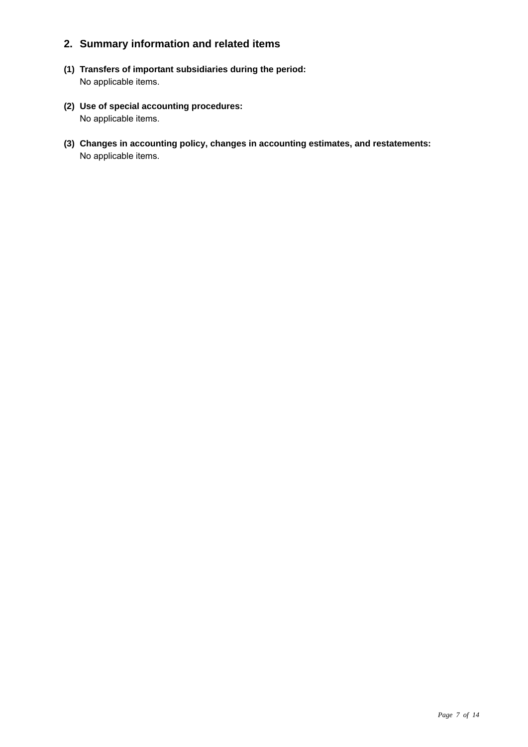## 2. Summary information and related items

**(1) Transfers of important subsidiaries during the period:**

No applicable items.

**(2) Use of special accounting procedures:**

No applicable items.

**(3) Changes in accounting policy, changes in accounting estimates, and restatements:**

No applicable items.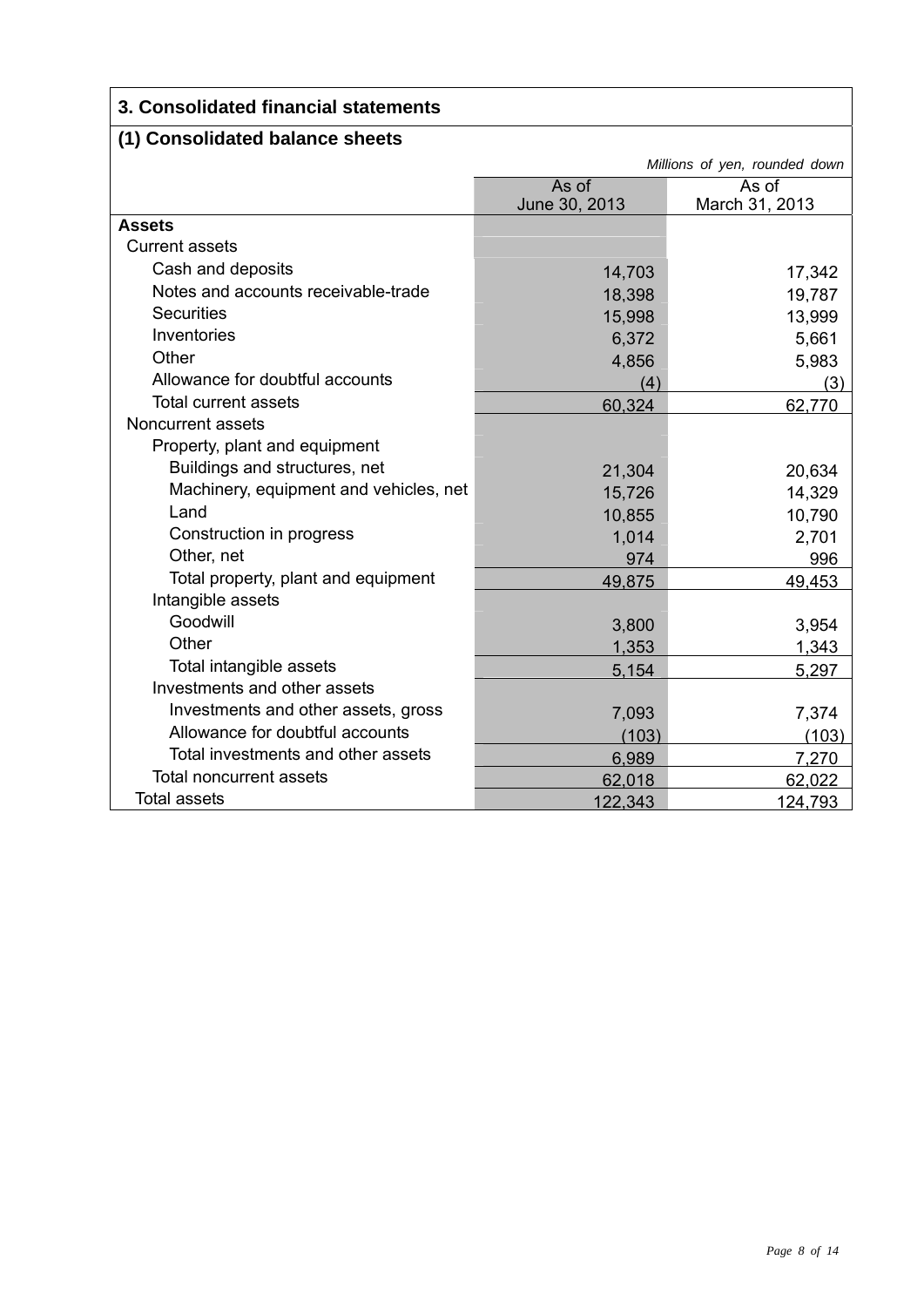## 3. Consolidated financial statements

### (1) Consolidated balance sheets

*Millions of yen, rounded down*

| | As of June 30, 2013 | As of March 31, 2013 |
|---|---|---|
| **Assets** | | |
| Current assets | | |
| Cash and deposits | 14,703 | 17,342 |
| Notes and accounts receivable-trade | 18,398 | 19,787 |
| Securities | 15,998 | 13,999 |
| Inventories | 6,372 | 5,661 |
| Other | 4,856 | 5,983 |
| Allowance for doubtful accounts | (4) | (3) |
| Total current assets | 60,324 | 62,770 |
| Noncurrent assets | | |
| Property, plant and equipment | | |
| Buildings and structures, net | 21,304 | 20,634 |
| Machinery, equipment and vehicles, net | 15,726 | 14,329 |
| Land | 10,855 | 10,790 |
| Construction in progress | 1,014 | 2,701 |
| Other, net | 974 | 996 |
| Total property, plant and equipment | 49,875 | 49,453 |
| Intangible assets | | |
| Goodwill | 3,800 | 3,954 |
| Other | 1,353 | 1,343 |
| Total intangible assets | 5,154 | 5,297 |
| Investments and other assets | | |
| Investments and other assets, gross | 7,093 | 7,374 |
| Allowance for doubtful accounts | (103) | (103) |
| Total investments and other assets | 6,989 | 7,270 |
| Total noncurrent assets | 62,018 | 62,022 |
| Total assets | 122,343 | 124,793 |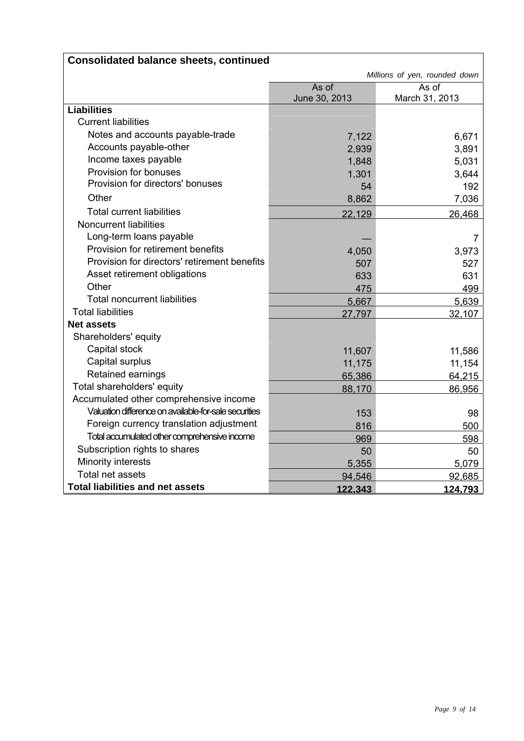## Consolidated balance sheets, continued

*Millions of yen, rounded down*

| | As of June 30, 2013 | As of March 31, 2013 |
|---|---|---|
| **Liabilities** | | |
| Current liabilities | | |
| Notes and accounts payable-trade | 7,122 | 6,671 |
| Accounts payable-other | 2,939 | 3,891 |
| Income taxes payable | 1,848 | 5,031 |
| Provision for bonuses | 1,301 | 3,644 |
| Provision for directors' bonuses | 54 | 192 |
| Other | 8,862 | 7,036 |
| Total current liabilities | 22,129 | 26,468 |
| Noncurrent liabilities | | |
| Long-term loans payable | — | 7 |
| Provision for retirement benefits | 4,050 | 3,973 |
| Provision for directors' retirement benefits | 507 | 527 |
| Asset retirement obligations | 633 | 631 |
| Other | 475 | 499 |
| Total noncurrent liabilities | 5,667 | 5,639 |
| Total liabilities | 27,797 | 32,107 |
| **Net assets** | | |
| Shareholders' equity | | |
| Capital stock | 11,607 | 11,586 |
| Capital surplus | 11,175 | 11,154 |
| Retained earnings | 65,386 | 64,215 |
| Total shareholders' equity | 88,170 | 86,956 |
| Accumulated other comprehensive income | | |
| Valuation difference on available-for-sale securities | 153 | 98 |
| Foreign currency translation adjustment | 816 | 500 |
| Total accumulated other comprehensive income | 969 | 598 |
| Subscription rights to shares | 50 | 50 |
| Minority interests | 5,355 | 5,079 |
| Total net assets | 94,546 | 92,685 |
| **Total liabilities and net assets** | **122,343** | **124,793** |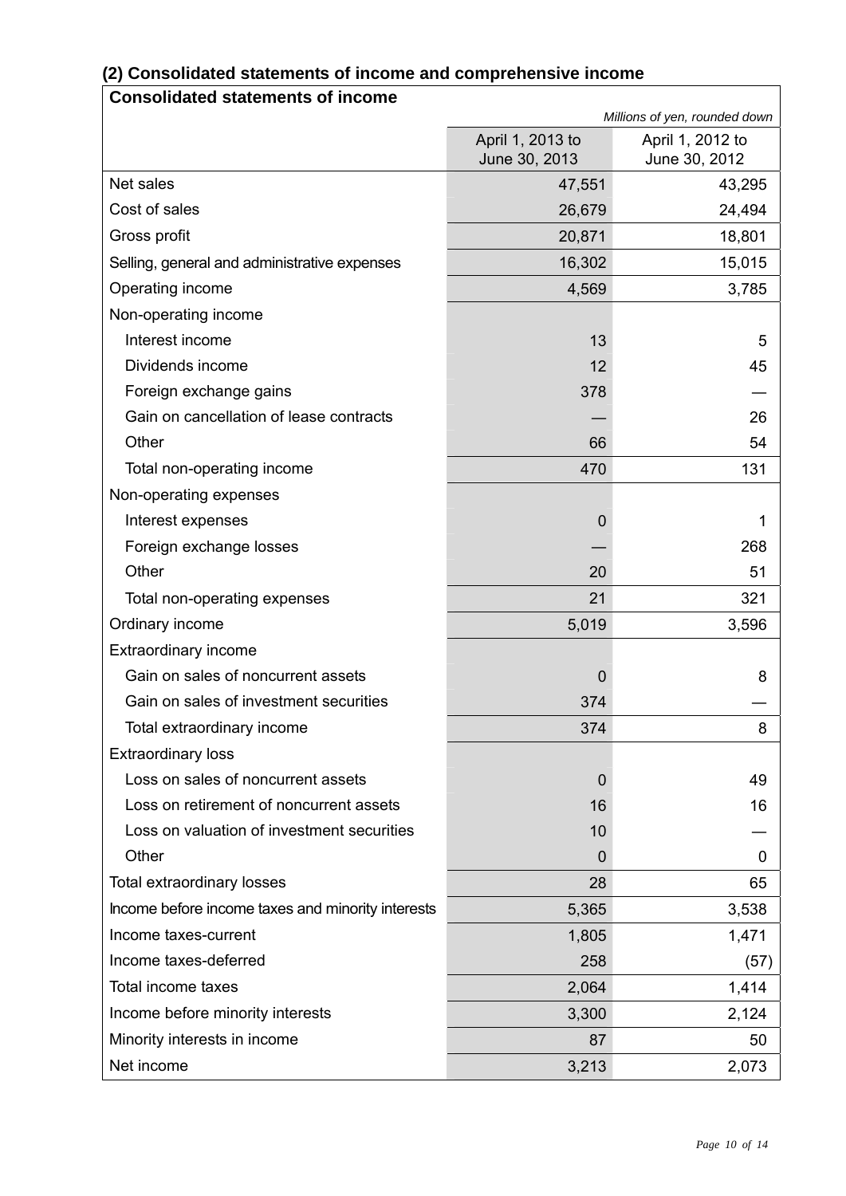## (2) Consolidated statements of income and comprehensive income

### Consolidated statements of income

*Millions of yen, rounded down*

| | April 1, 2013 to June 30, 2013 | April 1, 2012 to June 30, 2012 |
|---|---|---|
| Net sales | 47,551 | 43,295 |
| Cost of sales | 26,679 | 24,494 |
| Gross profit | 20,871 | 18,801 |
| Selling, general and administrative expenses | 16,302 | 15,015 |
| Operating income | 4,569 | 3,785 |
| Non-operating income | | |
| Interest income | 13 | 5 |
| Dividends income | 12 | 45 |
| Foreign exchange gains | 378 | — |
| Gain on cancellation of lease contracts | — | 26 |
| Other | 66 | 54 |
| Total non-operating income | 470 | 131 |
| Non-operating expenses | | |
| Interest expenses | 0 | 1 |
| Foreign exchange losses | — | 268 |
| Other | 20 | 51 |
| Total non-operating expenses | 21 | 321 |
| Ordinary income | 5,019 | 3,596 |
| Extraordinary income | | |
| Gain on sales of noncurrent assets | 0 | 8 |
| Gain on sales of investment securities | 374 | — |
| Total extraordinary income | 374 | 8 |
| Extraordinary loss | | |
| Loss on sales of noncurrent assets | 0 | 49 |
| Loss on retirement of noncurrent assets | 16 | 16 |
| Loss on valuation of investment securities | 10 | — |
| Other | 0 | 0 |
| Total extraordinary losses | 28 | 65 |
| Income before income taxes and minority interests | 5,365 | 3,538 |
| Income taxes-current | 1,805 | 1,471 |
| Income taxes-deferred | 258 | (57) |
| Total income taxes | 2,064 | 1,414 |
| Income before minority interests | 3,300 | 2,124 |
| Minority interests in income | 87 | 50 |
| Net income | 3,213 | 2,073 |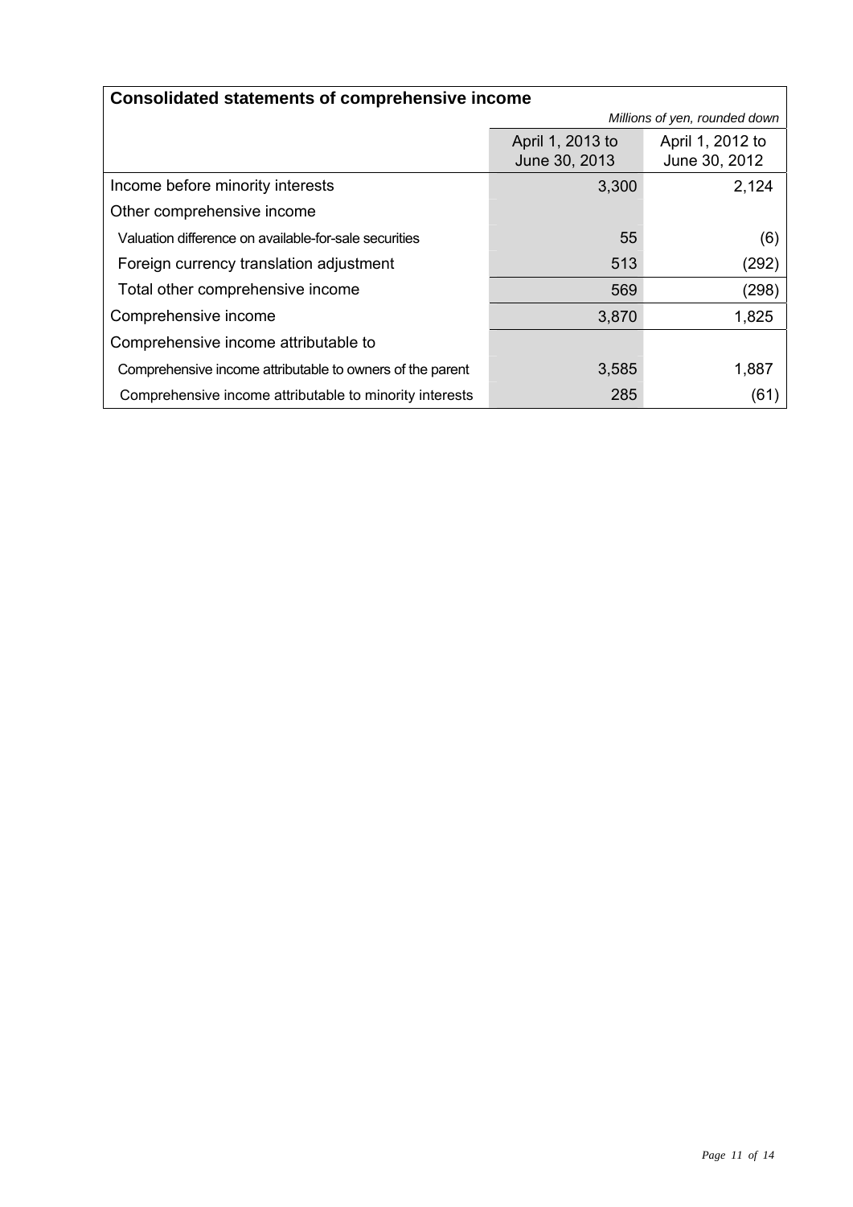## Consolidated statements of comprehensive income

*Millions of yen, rounded down*

| | April 1, 2013 to June 30, 2013 | April 1, 2012 to June 30, 2012 |
|---|---|---|
| Income before minority interests | 3,300 | 2,124 |
| Other comprehensive income | | |
| Valuation difference on available-for-sale securities | 55 | (6) |
| Foreign currency translation adjustment | 513 | (292) |
| Total other comprehensive income | 569 | (298) |
| Comprehensive income | 3,870 | 1,825 |
| Comprehensive income attributable to | | |
| Comprehensive income attributable to owners of the parent | 3,585 | 1,887 |
| Comprehensive income attributable to minority interests | 285 | (61) |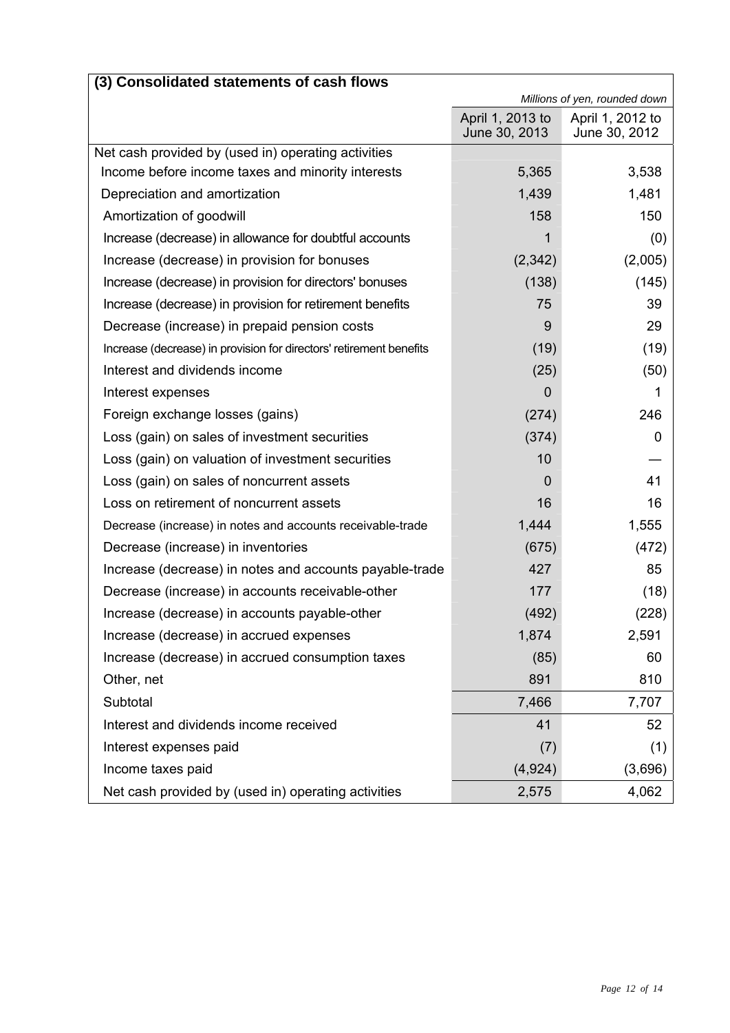### (3) Consolidated statements of cash flows

*Millions of yen, rounded down*

| | April 1, 2013 to June 30, 2013 | April 1, 2012 to June 30, 2012 |
|---|---|---|
| Net cash provided by (used in) operating activities | | |
| Income before income taxes and minority interests | 5,365 | 3,538 |
| Depreciation and amortization | 1,439 | 1,481 |
| Amortization of goodwill | 158 | 150 |
| Increase (decrease) in allowance for doubtful accounts | 1 | (0) |
| Increase (decrease) in provision for bonuses | (2,342) | (2,005) |
| Increase (decrease) in provision for directors' bonuses | (138) | (145) |
| Increase (decrease) in provision for retirement benefits | 75 | 39 |
| Decrease (increase) in prepaid pension costs | 9 | 29 |
| Increase (decrease) in provision for directors' retirement benefits | (19) | (19) |
| Interest and dividends income | (25) | (50) |
| Interest expenses | 0 | 1 |
| Foreign exchange losses (gains) | (274) | 246 |
| Loss (gain) on sales of investment securities | (374) | 0 |
| Loss (gain) on valuation of investment securities | 10 | — |
| Loss (gain) on sales of noncurrent assets | 0 | 41 |
| Loss on retirement of noncurrent assets | 16 | 16 |
| Decrease (increase) in notes and accounts receivable-trade | 1,444 | 1,555 |
| Decrease (increase) in inventories | (675) | (472) |
| Increase (decrease) in notes and accounts payable-trade | 427 | 85 |
| Decrease (increase) in accounts receivable-other | 177 | (18) |
| Increase (decrease) in accounts payable-other | (492) | (228) |
| Increase (decrease) in accrued expenses | 1,874 | 2,591 |
| Increase (decrease) in accrued consumption taxes | (85) | 60 |
| Other, net | 891 | 810 |
| Subtotal | 7,466 | 7,707 |
| Interest and dividends income received | 41 | 52 |
| Interest expenses paid | (7) | (1) |
| Income taxes paid | (4,924) | (3,696) |
| Net cash provided by (used in) operating activities | 2,575 | 4,062 |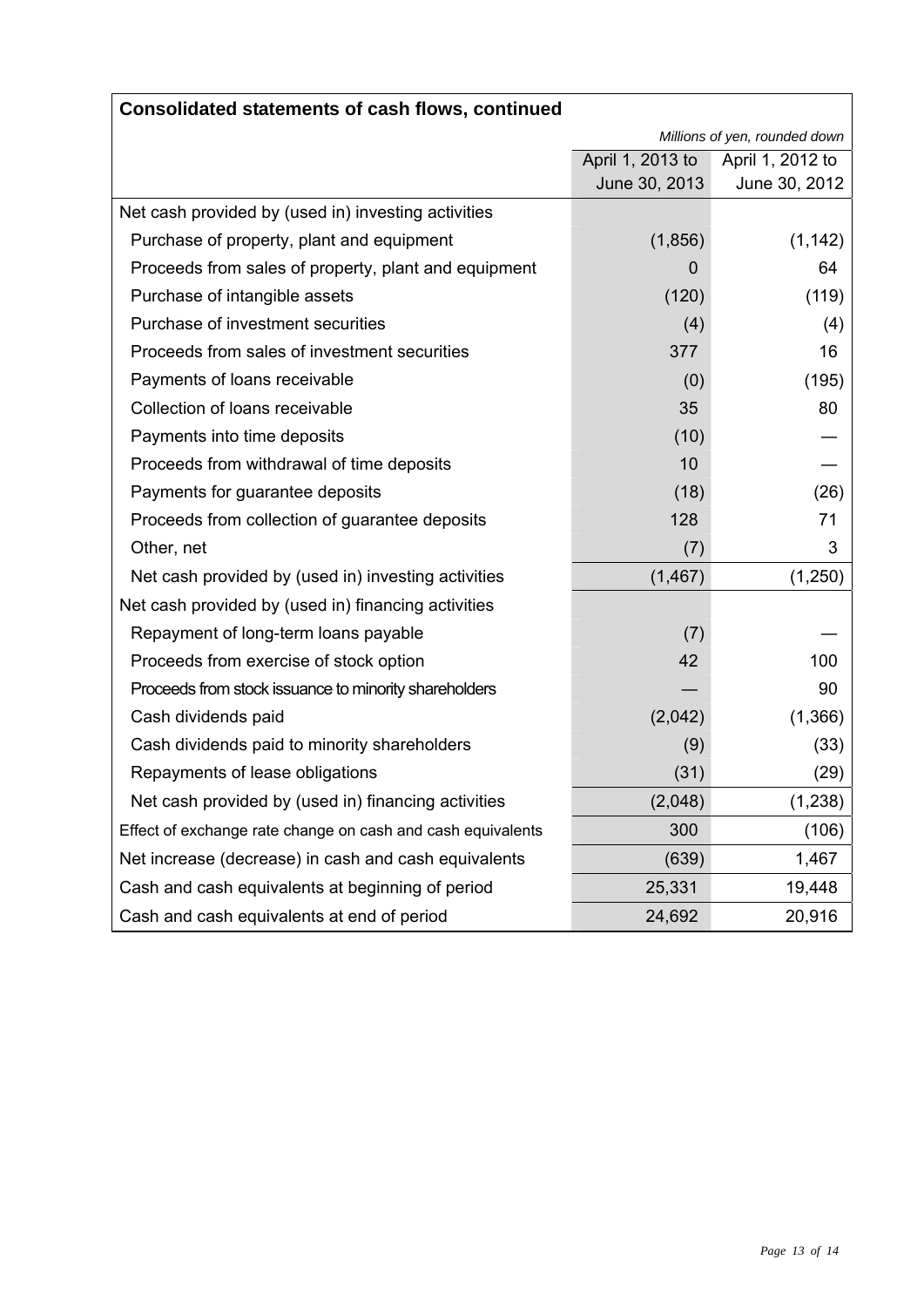## Consolidated statements of cash flows, continued

*Millions of yen, rounded down*

| | April 1, 2013 to June 30, 2013 | April 1, 2012 to June 30, 2012 |
|---|---|---|
| Net cash provided by (used in) investing activities | | |
| Purchase of property, plant and equipment | (1,856) | (1,142) |
| Proceeds from sales of property, plant and equipment | 0 | 64 |
| Purchase of intangible assets | (120) | (119) |
| Purchase of investment securities | (4) | (4) |
| Proceeds from sales of investment securities | 377 | 16 |
| Payments of loans receivable | (0) | (195) |
| Collection of loans receivable | 35 | 80 |
| Payments into time deposits | (10) | — |
| Proceeds from withdrawal of time deposits | 10 | — |
| Payments for guarantee deposits | (18) | (26) |
| Proceeds from collection of guarantee deposits | 128 | 71 |
| Other, net | (7) | 3 |
| Net cash provided by (used in) investing activities | (1,467) | (1,250) |
| Net cash provided by (used in) financing activities | | |
| Repayment of long-term loans payable | (7) | — |
| Proceeds from exercise of stock option | 42 | 100 |
| Proceeds from stock issuance to minority shareholders | — | 90 |
| Cash dividends paid | (2,042) | (1,366) |
| Cash dividends paid to minority shareholders | (9) | (33) |
| Repayments of lease obligations | (31) | (29) |
| Net cash provided by (used in) financing activities | (2,048) | (1,238) |
| Effect of exchange rate change on cash and cash equivalents | 300 | (106) |
| Net increase (decrease) in cash and cash equivalents | (639) | 1,467 |
| Cash and cash equivalents at beginning of period | 25,331 | 19,448 |
| Cash and cash equivalents at end of period | 24,692 | 20,916 |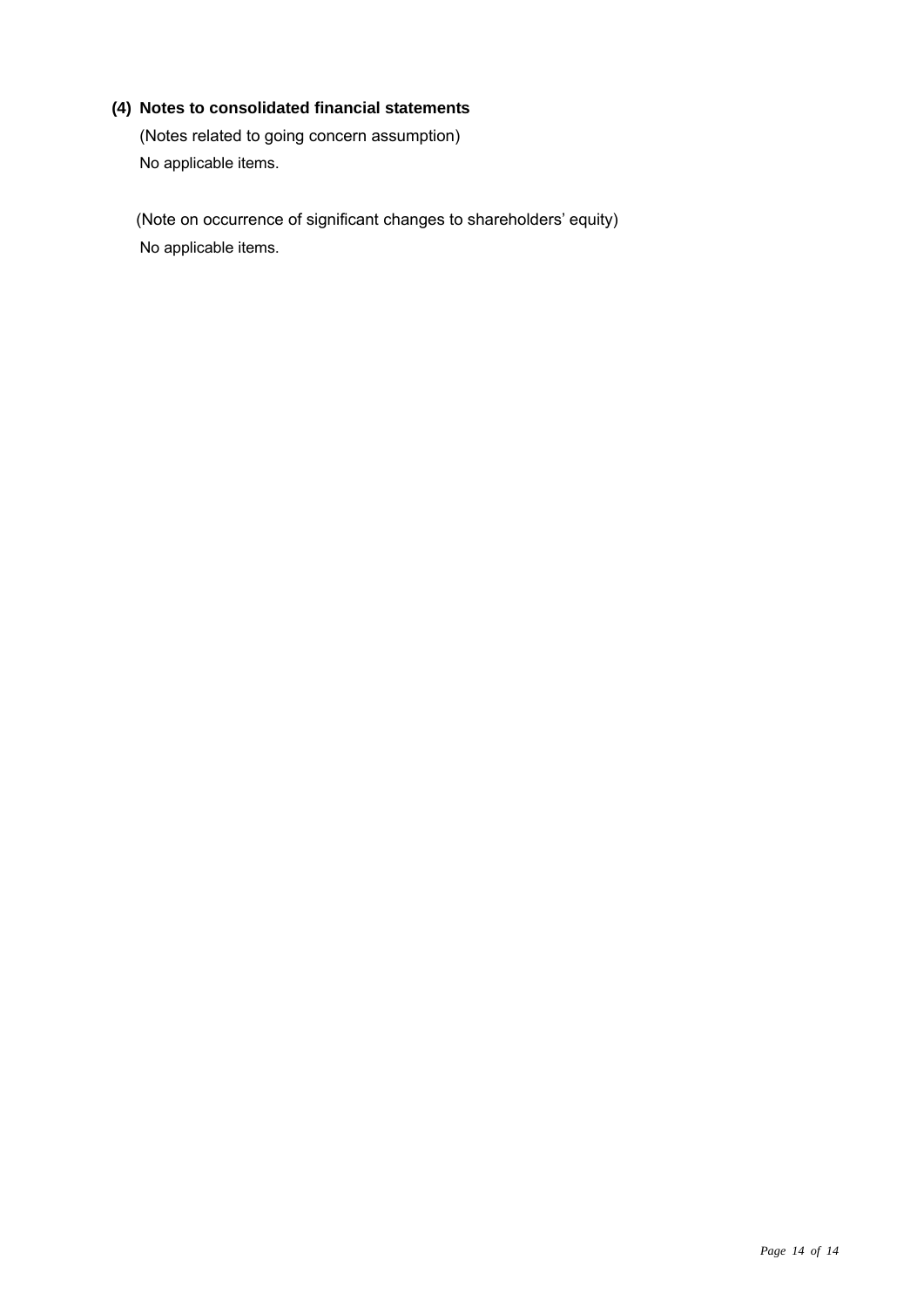### (4) Notes to consolidated financial statements

(Notes related to going concern assumption)

No applicable items.

(Note on occurrence of significant changes to shareholders' equity)

No applicable items.